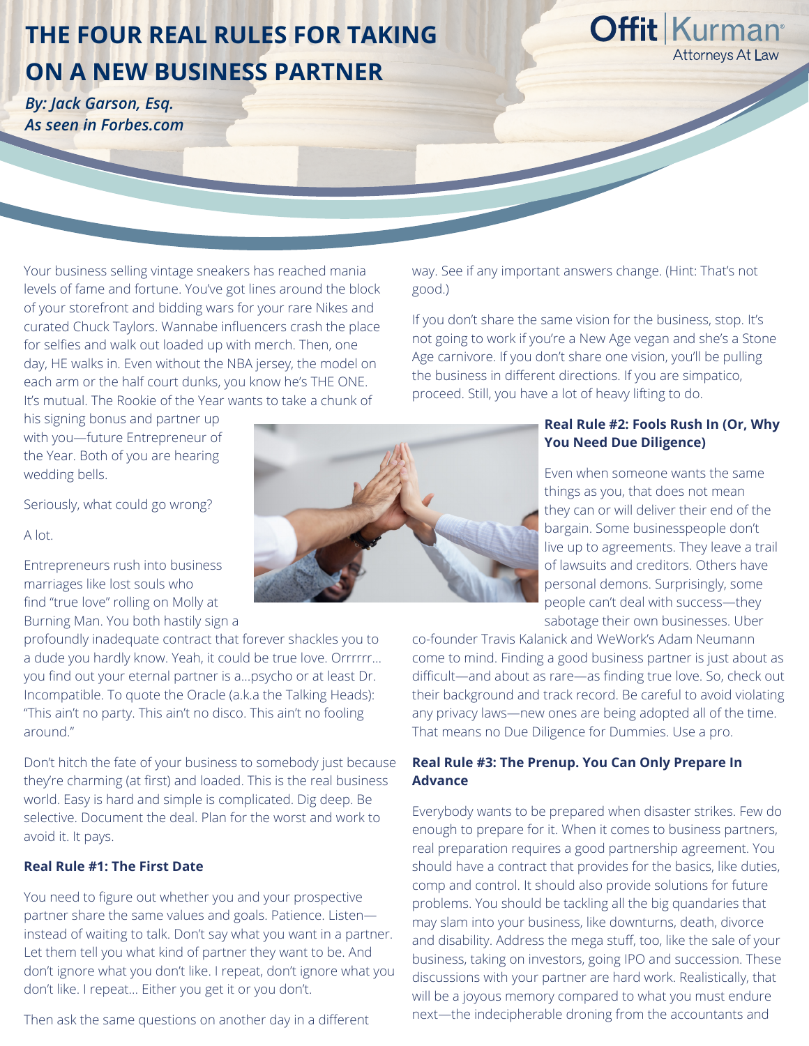# THE FOUR REAL RULES FOR TAKING ON A NEW BUSINESS PARTNER

Offit | Kurman Attorneys At Law

*By: Jack Garson, Esq.*
*As seen in Forbes.com*

Your business selling vintage sneakers has reached mania levels of fame and fortune. You've got lines around the block of your storefront and bidding wars for your rare Nikes and curated Chuck Taylors. Wannabe influencers crash the place for selfies and walk out loaded up with merch. Then, one day, HE walks in. Even without the NBA jersey, the model on each arm or the half court dunks, you know he's THE ONE. It's mutual. The Rookie of the Year wants to take a chunk of his signing bonus and partner up with you—future Entrepreneur of the Year. Both of you are hearing wedding bells.

Seriously, what could go wrong?

A lot.

Entrepreneurs rush into business marriages like lost souls who find "true love" rolling on Molly at Burning Man. You both hastily sign a profoundly inadequate contract that forever shackles you to a dude you hardly know. Yeah, it could be true love. Orrrrrr... you find out your eternal partner is a...psycho or at least Dr. Incompatible. To quote the Oracle (a.k.a the Talking Heads): "This ain't no party. This ain't no disco. This ain't no fooling around."

Don't hitch the fate of your business to somebody just because they're charming (at first) and loaded. This is the real business world. Easy is hard and simple is complicated. Dig deep. Be selective. Document the deal. Plan for the worst and work to avoid it. It pays.

**Real Rule #1: The First Date**

You need to figure out whether you and your prospective partner share the same values and goals. Patience. Listen—instead of waiting to talk. Don't say what you want in a partner. Let them tell you what kind of partner they want to be. And don't ignore what you don't like. I repeat, don't ignore what you don't like. I repeat... Either you get it or you don't.

Then ask the same questions on another day in a different way. See if any important answers change. (Hint: That's not good.)

If you don't share the same vision for the business, stop. It's not going to work if you're a New Age vegan and she's a Stone Age carnivore. If you don't share one vision, you'll be pulling the business in different directions. If you are simpatico, proceed. Still, you have a lot of heavy lifting to do.

**Real Rule #2: Fools Rush In (Or, Why You Need Due Diligence)**

Even when someone wants the same things as you, that does not mean they can or will deliver their end of the bargain. Some businesspeople don't live up to agreements. They leave a trail of lawsuits and creditors. Others have personal demons. Surprisingly, some people can't deal with success—they sabotage their own businesses. Uber co-founder Travis Kalanick and WeWork's Adam Neumann come to mind. Finding a good business partner is just about as difficult—and about as rare—as finding true love. So, check out their background and track record. Be careful to avoid violating any privacy laws—new ones are being adopted all of the time. That means no Due Diligence for Dummies. Use a pro.

**Real Rule #3: The Prenup. You Can Only Prepare In Advance**

Everybody wants to be prepared when disaster strikes. Few do enough to prepare for it. When it comes to business partners, real preparation requires a good partnership agreement. You should have a contract that provides for the basics, like duties, comp and control. It should also provide solutions for future problems. You should be tackling all the big quandaries that may slam into your business, like downturns, death, divorce and disability. Address the mega stuff, too, like the sale of your business, taking on investors, going IPO and succession. These discussions with your partner are hard work. Realistically, that will be a joyous memory compared to what you must endure next—the indecipherable droning from the accountants and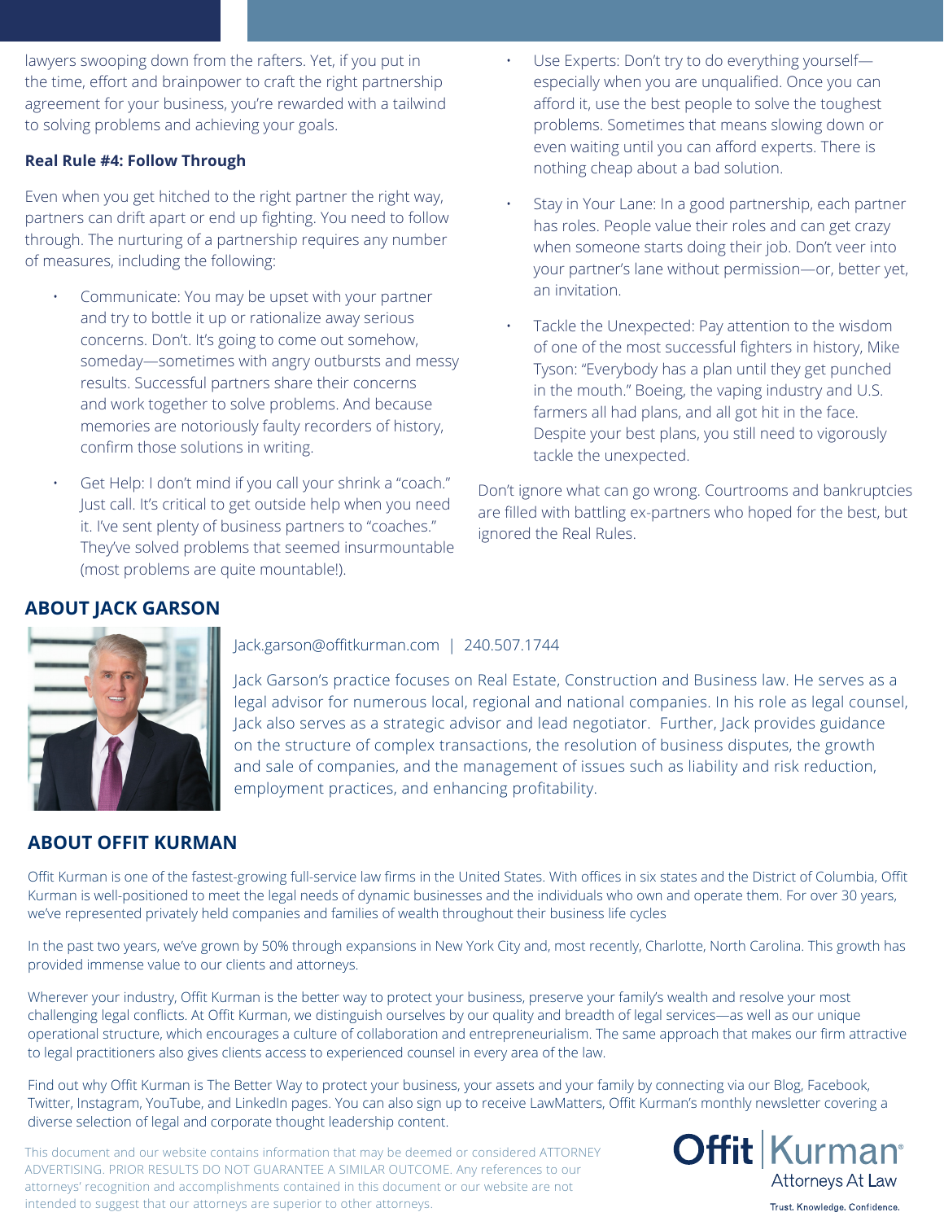lawyers swooping down from the rafters. Yet, if you put in the time, effort and brainpower to craft the right partnership agreement for your business, you're rewarded with a tailwind to solving problems and achieving your goals.

**Real Rule #4: Follow Through**

Even when you get hitched to the right partner the right way, partners can drift apart or end up fighting. You need to follow through. The nurturing of a partnership requires any number of measures, including the following:

- Communicate: You may be upset with your partner and try to bottle it up or rationalize away serious concerns. Don't. It's going to come out somehow, someday—sometimes with angry outbursts and messy results. Successful partners share their concerns and work together to solve problems. And because memories are notoriously faulty recorders of history, confirm those solutions in writing.
- Get Help: I don't mind if you call your shrink a "coach." Just call. It's critical to get outside help when you need it. I've sent plenty of business partners to "coaches." They've solved problems that seemed insurmountable (most problems are quite mountable!).
- Use Experts: Don't try to do everything yourself—especially when you are unqualified. Once you can afford it, use the best people to solve the toughest problems. Sometimes that means slowing down or even waiting until you can afford experts. There is nothing cheap about a bad solution.
- Stay in Your Lane: In a good partnership, each partner has roles. People value their roles and can get crazy when someone starts doing their job. Don't veer into your partner's lane without permission—or, better yet, an invitation.
- Tackle the Unexpected: Pay attention to the wisdom of one of the most successful fighters in history, Mike Tyson: "Everybody has a plan until they get punched in the mouth." Boeing, the vaping industry and U.S. farmers all had plans, and all got hit in the face. Despite your best plans, you still need to vigorously tackle the unexpected.

Don't ignore what can go wrong. Courtrooms and bankruptcies are filled with battling ex-partners who hoped for the best, but ignored the Real Rules.

## ABOUT JACK GARSON

Jack.garson@offitkurman.com | 240.507.1744

Jack Garson's practice focuses on Real Estate, Construction and Business law. He serves as a legal advisor for numerous local, regional and national companies. In his role as legal counsel, Jack also serves as a strategic advisor and lead negotiator. Further, Jack provides guidance on the structure of complex transactions, the resolution of business disputes, the growth and sale of companies, and the management of issues such as liability and risk reduction, employment practices, and enhancing profitability.

## ABOUT OFFIT KURMAN

Offit Kurman is one of the fastest-growing full-service law firms in the United States. With offices in six states and the District of Columbia, Offit Kurman is well-positioned to meet the legal needs of dynamic businesses and the individuals who own and operate them. For over 30 years, we've represented privately held companies and families of wealth throughout their business life cycles

In the past two years, we've grown by 50% through expansions in New York City and, most recently, Charlotte, North Carolina. This growth has provided immense value to our clients and attorneys.

Wherever your industry, Offit Kurman is the better way to protect your business, preserve your family's wealth and resolve your most challenging legal conflicts. At Offit Kurman, we distinguish ourselves by our quality and breadth of legal services—as well as our unique operational structure, which encourages a culture of collaboration and entrepreneurialism. The same approach that makes our firm attractive to legal practitioners also gives clients access to experienced counsel in every area of the law.

Find out why Offit Kurman is The Better Way to protect your business, your assets and your family by connecting via our Blog, Facebook, Twitter, Instagram, YouTube, and LinkedIn pages. You can also sign up to receive LawMatters, Offit Kurman's monthly newsletter covering a diverse selection of legal and corporate thought leadership content.

This document and our website contains information that may be deemed or considered ATTORNEY ADVERTISING. PRIOR RESULTS DO NOT GUARANTEE A SIMILAR OUTCOME. Any references to our attorneys' recognition and accomplishments contained in this document or our website are not intended to suggest that our attorneys are superior to other attorneys.

Offit | Kurman® Attorneys At Law

Trust. Knowledge. Confidence.